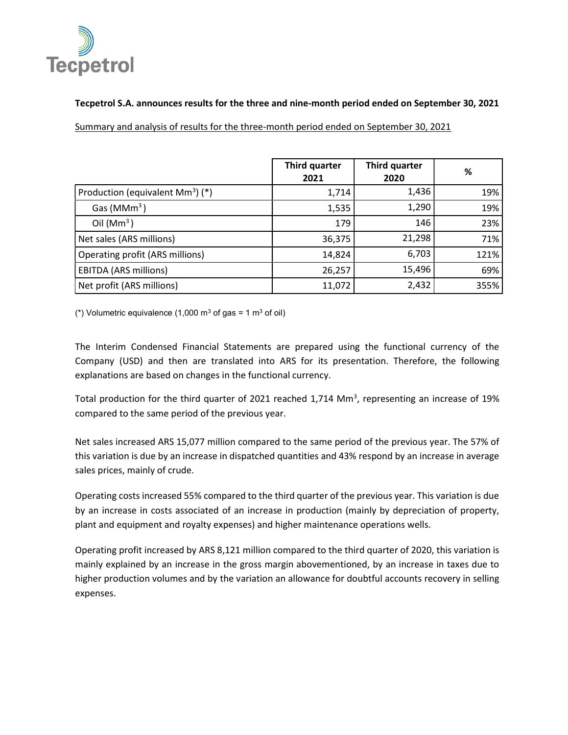**Tecpetrol S.A. announces results for the three and nine-month period ended on September 30, 2021**

Summary and analysis of results for the three-month period ended on September 30, 2021

| | Third quarter 2021 | Third quarter 2020 | % |
|---|---|---|---|
| Production (equivalent $Mm^3$) (*) | 1,714 | 1,436 | 19% |
| Gas ($MMm^3$) | 1,535 | 1,290 | 19% |
| Oil ($Mm^3$) | 179 | 146 | 23% |
| Net sales (ARS millions) | 36,375 | 21,298 | 71% |
| Operating profit (ARS millions) | 14,824 | 6,703 | 121% |
| EBITDA (ARS millions) | 26,257 | 15,496 | 69% |
| Net profit (ARS millions) | 11,072 | 2,432 | 355% |

(*) Volumetric equivalence (1,000 $m^3$ of gas = 1 $m^3$ of oil)

The Interim Condensed Financial Statements are prepared using the functional currency of the Company (USD) and then are translated into ARS for its presentation. Therefore, the following explanations are based on changes in the functional currency.

Total production for the third quarter of 2021 reached 1,714 $Mm^3$, representing an increase of 19% compared to the same period of the previous year.

Net sales increased ARS 15,077 million compared to the same period of the previous year. The 57% of this variation is due by an increase in dispatched quantities and 43% respond by an increase in average sales prices, mainly of crude.

Operating costs increased 55% compared to the third quarter of the previous year. This variation is due by an increase in costs associated of an increase in production (mainly by depreciation of property, plant and equipment and royalty expenses) and higher maintenance operations wells.

Operating profit increased by ARS 8,121 million compared to the third quarter of 2020, this variation is mainly explained by an increase in the gross margin abovementioned, by an increase in taxes due to higher production volumes and by the variation an allowance for doubtful accounts recovery in selling expenses.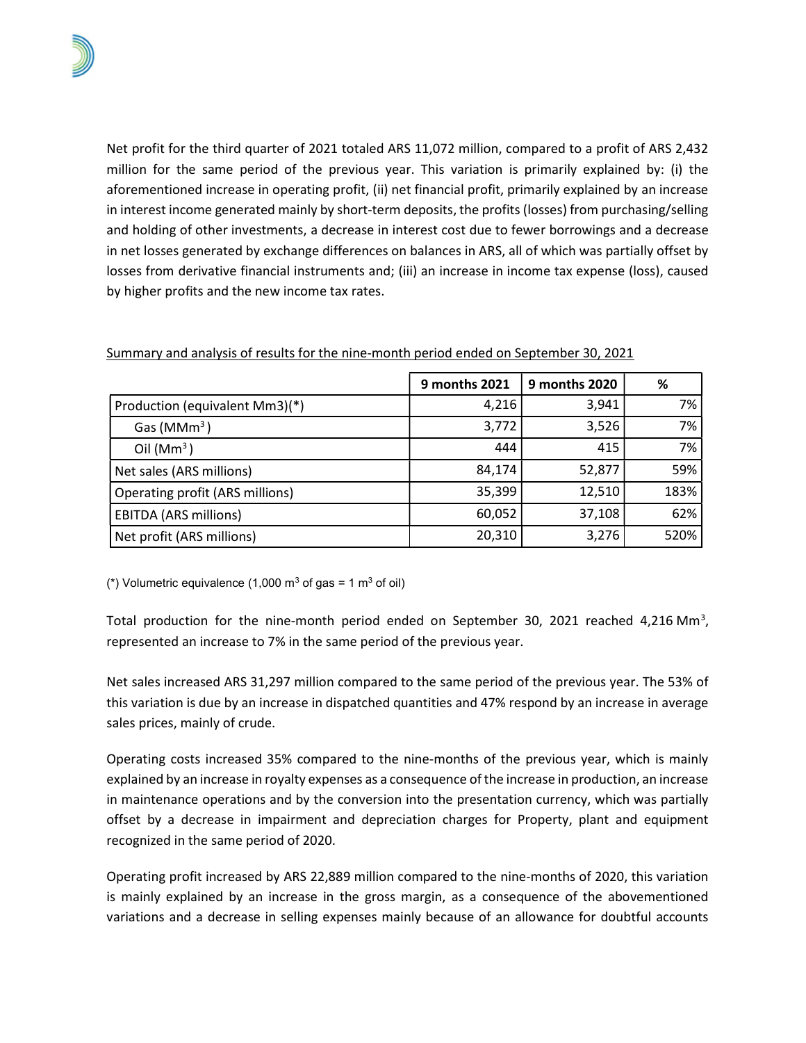Net profit for the third quarter of 2021 totaled ARS 11,072 million, compared to a profit of ARS 2,432 million for the same period of the previous year. This variation is primarily explained by: (i) the aforementioned increase in operating profit, (ii) net financial profit, primarily explained by an increase in interest income generated mainly by short-term deposits, the profits (losses) from purchasing/selling and holding of other investments, a decrease in interest cost due to fewer borrowings and a decrease in net losses generated by exchange differences on balances in ARS, all of which was partially offset by losses from derivative financial instruments and; (iii) an increase in income tax expense (loss), caused by higher profits and the new income tax rates.

Summary and analysis of results for the nine-month period ended on September 30, 2021

| | 9 months 2021 | 9 months 2020 | % |
|---|---|---|---|
| Production (equivalent Mm3)(*) | 4,216 | 3,941 | 7% |
| Gas ($MMm^3$) | 3,772 | 3,526 | 7% |
| Oil ($Mm^3$) | 444 | 415 | 7% |
| Net sales (ARS millions) | 84,174 | 52,877 | 59% |
| Operating profit (ARS millions) | 35,399 | 12,510 | 183% |
| EBITDA (ARS millions) | 60,052 | 37,108 | 62% |
| Net profit (ARS millions) | 20,310 | 3,276 | 520% |

(*) Volumetric equivalence (1,000 $m^3$ of gas = 1 $m^3$ of oil)

Total production for the nine-month period ended on September 30, 2021 reached 4,216 $Mm^3$, represented an increase to 7% in the same period of the previous year.

Net sales increased ARS 31,297 million compared to the same period of the previous year. The 53% of this variation is due by an increase in dispatched quantities and 47% respond by an increase in average sales prices, mainly of crude.

Operating costs increased 35% compared to the nine-months of the previous year, which is mainly explained by an increase in royalty expenses as a consequence of the increase in production, an increase in maintenance operations and by the conversion into the presentation currency, which was partially offset by a decrease in impairment and depreciation charges for Property, plant and equipment recognized in the same period of 2020.

Operating profit increased by ARS 22,889 million compared to the nine-months of 2020, this variation is mainly explained by an increase in the gross margin, as a consequence of the abovementioned variations and a decrease in selling expenses mainly because of an allowance for doubtful accounts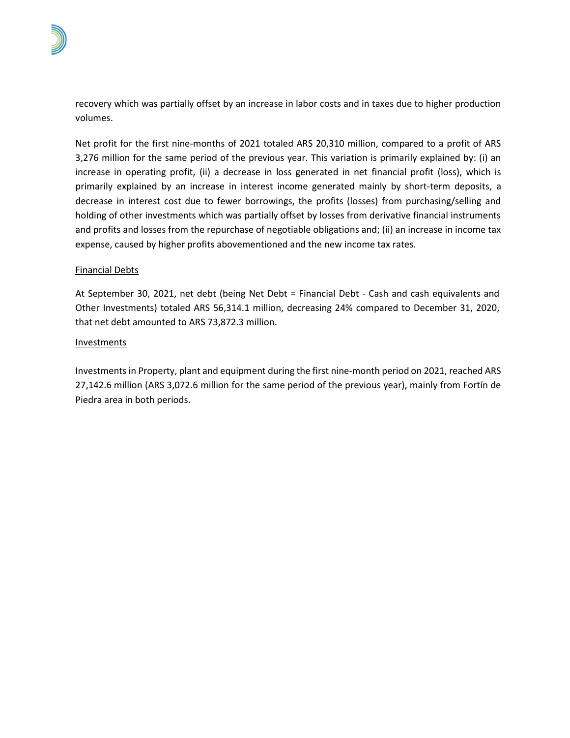recovery which was partially offset by an increase in labor costs and in taxes due to higher production volumes.

Net profit for the first nine-months of 2021 totaled ARS 20,310 million, compared to a profit of ARS 3,276 million for the same period of the previous year. This variation is primarily explained by: (i) an increase in operating profit, (ii) a decrease in loss generated in net financial profit (loss), which is primarily explained by an increase in interest income generated mainly by short-term deposits, a decrease in interest cost due to fewer borrowings, the profits (losses) from purchasing/selling and holding of other investments which was partially offset by losses from derivative financial instruments and profits and losses from the repurchase of negotiable obligations and; (ii) an increase in income tax expense, caused by higher profits abovementioned and the new income tax rates.

<u>Financial Debts</u>

At September 30, 2021, net debt (being Net Debt = Financial Debt - Cash and cash equivalents and Other Investments) totaled ARS 56,314.1 million, decreasing 24% compared to December 31, 2020, that net debt amounted to ARS 73,872.3 million.

<u>Investments</u>

Investments in Property, plant and equipment during the first nine-month period on 2021, reached ARS 27,142.6 million (ARS 3,072.6 million for the same period of the previous year), mainly from Fortín de Piedra area in both periods.